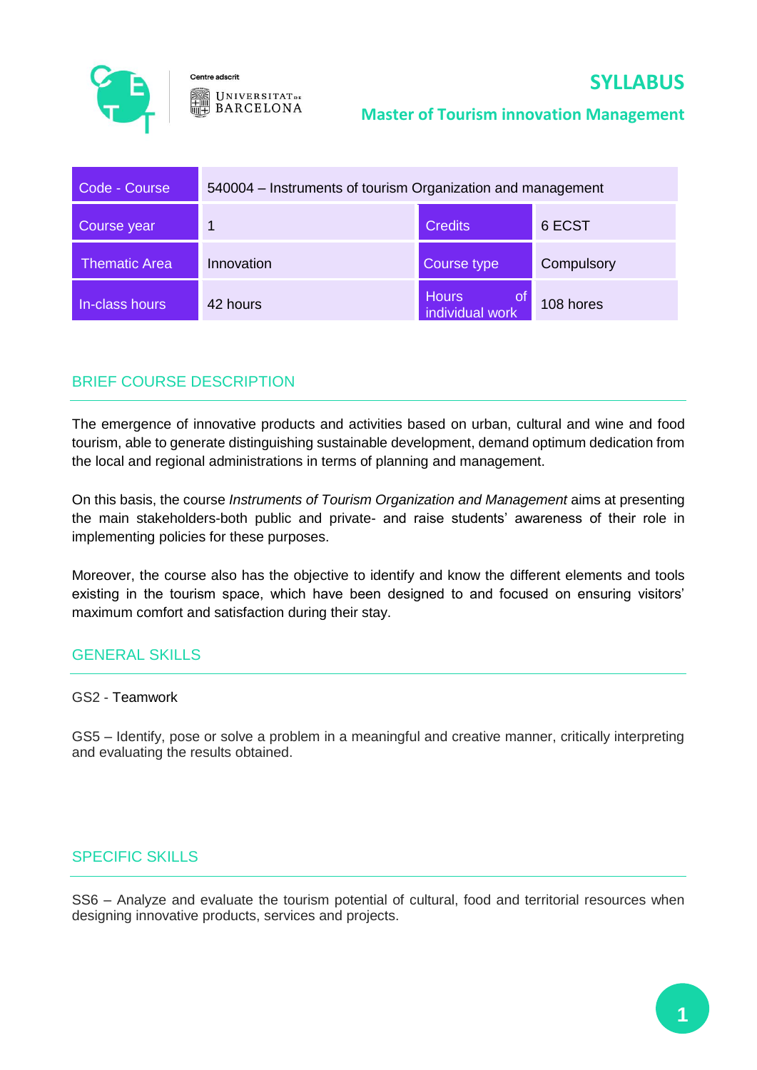Centre adscrit

UNIVERSITAT DE BARCELONA

# SYLLABUS

## Master of Tourism innovation Management

| | | | |
|---|---|---|---|
| Code - Course | 540004 – Instruments of tourism Organization and management | | |
| Course year | 1 | Credits | 6 ECST |
| Thematic Area | Innovation | Course type | Compulsory |
| In-class hours | 42 hours | Hours of individual work | 108 hores |

## BRIEF COURSE DESCRIPTION

The emergence of innovative products and activities based on urban, cultural and wine and food tourism, able to generate distinguishing sustainable development, demand optimum dedication from the local and regional administrations in terms of planning and management.

On this basis, the course *Instruments of Tourism Organization and Management* aims at presenting the main stakeholders-both public and private- and raise students' awareness of their role in implementing policies for these purposes.

Moreover, the course also has the objective to identify and know the different elements and tools existing in the tourism space, which have been designed to and focused on ensuring visitors' maximum comfort and satisfaction during their stay.

## GENERAL SKILLS

GS2 - Teamwork

GS5 – Identify, pose or solve a problem in a meaningful and creative manner, critically interpreting and evaluating the results obtained.

## SPECIFIC SKILLS

SS6 – Analyze and evaluate the tourism potential of cultural, food and territorial resources when designing innovative products, services and projects.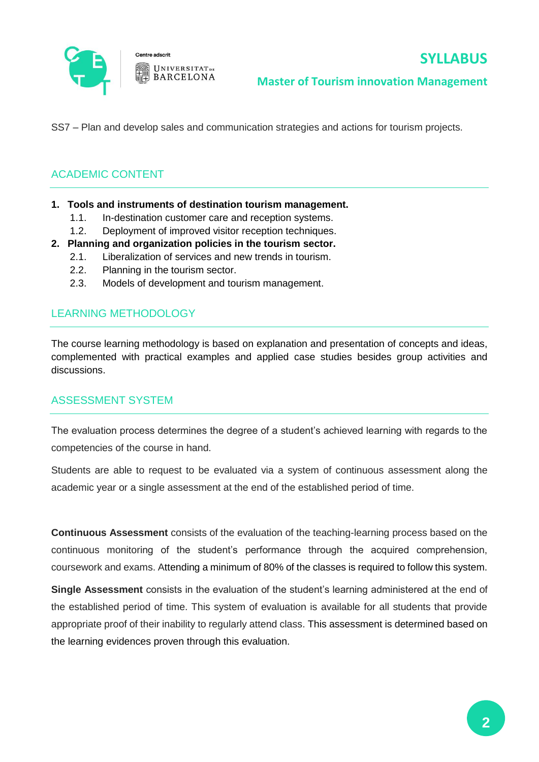SS7 – Plan and develop sales and communication strategies and actions for tourism projects.

## ACADEMIC CONTENT

1. **Tools and instruments of destination tourism management.**
   1.1. In-destination customer care and reception systems.
   1.2. Deployment of improved visitor reception techniques.
2. **Planning and organization policies in the tourism sector.**
   2.1. Liberalization of services and new trends in tourism.
   2.2. Planning in the tourism sector.
   2.3. Models of development and tourism management.

## LEARNING METHODOLOGY

The course learning methodology is based on explanation and presentation of concepts and ideas, complemented with practical examples and applied case studies besides group activities and discussions.

## ASSESSMENT SYSTEM

The evaluation process determines the degree of a student's achieved learning with regards to the competencies of the course in hand.

Students are able to request to be evaluated via a system of continuous assessment along the academic year or a single assessment at the end of the established period of time.

**Continuous Assessment** consists of the evaluation of the teaching-learning process based on the continuous monitoring of the student's performance through the acquired comprehension, coursework and exams. Attending a minimum of 80% of the classes is required to follow this system.

**Single Assessment** consists in the evaluation of the student's learning administered at the end of the established period of time. This system of evaluation is available for all students that provide appropriate proof of their inability to regularly attend class. This assessment is determined based on the learning evidences proven through this evaluation.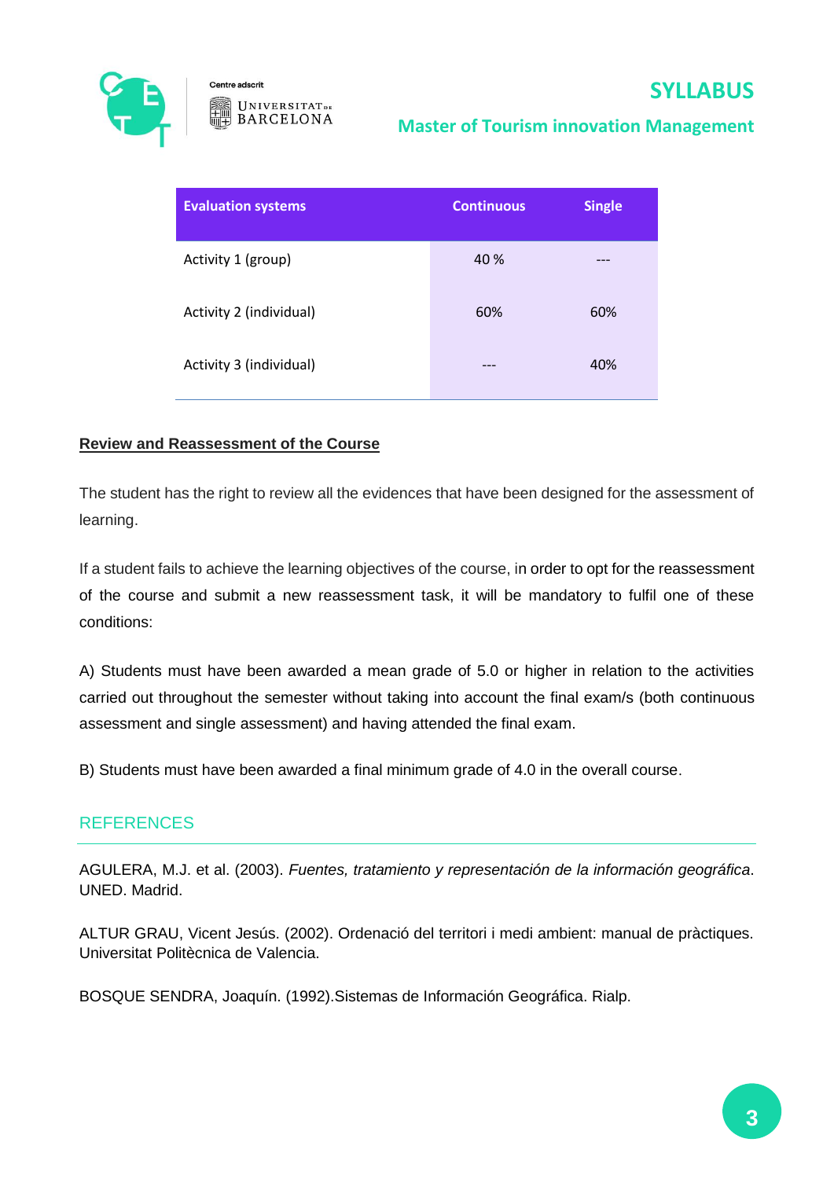| Evaluation systems | Continuous | Single |
| --- | --- | --- |
| Activity 1 (group) | 40 % | --- |
| Activity 2 (individual) | 60% | 60% |
| Activity 3 (individual) | --- | 40% |

**Review and Reassessment of the Course**

The student has the right to review all the evidences that have been designed for the assessment of learning.

If a student fails to achieve the learning objectives of the course, in order to opt for the reassessment of the course and submit a new reassessment task, it will be mandatory to fulfil one of these conditions:

A) Students must have been awarded a mean grade of 5.0 or higher in relation to the activities carried out throughout the semester without taking into account the final exam/s (both continuous assessment and single assessment) and having attended the final exam.

B) Students must have been awarded a final minimum grade of 4.0 in the overall course.

## REFERENCES

AGULERA, M.J. et al. (2003). *Fuentes, tratamiento y representación de la información geográfica*. UNED. Madrid.

ALTUR GRAU, Vicent Jesús. (2002). Ordenació del territori i medi ambient: manual de pràctiques. Universitat Politècnica de Valencia.

BOSQUE SENDRA, Joaquín. (1992).Sistemas de Información Geográfica. Rialp.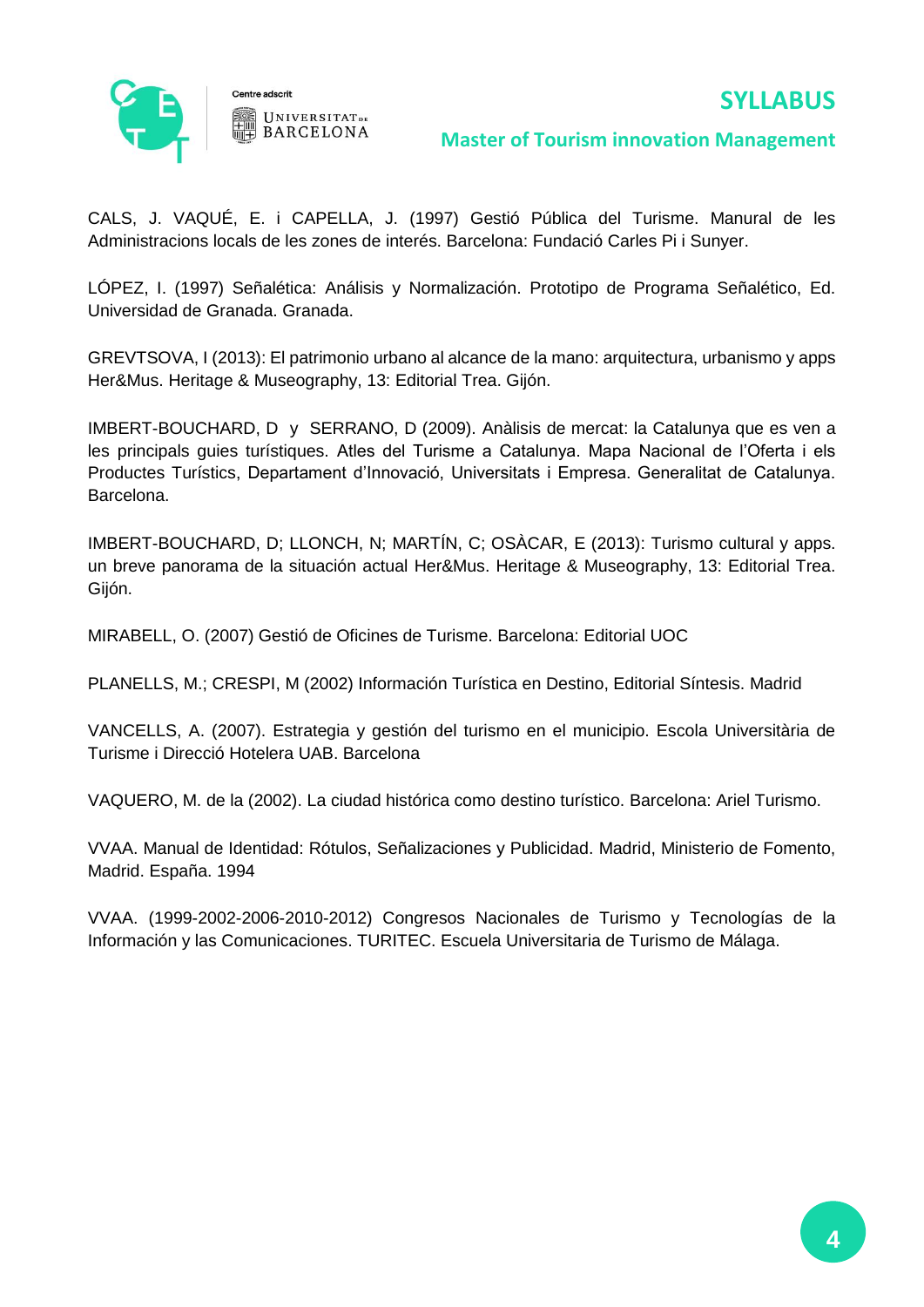CALS, J. VAQUÉ, E. i CAPELLA, J. (1997) Gestió Pública del Turisme. Manural de les Administracions locals de les zones de interés. Barcelona: Fundació Carles Pi i Sunyer.

LÓPEZ, I. (1997) Señalética: Análisis y Normalización. Prototipo de Programa Señalético, Ed. Universidad de Granada. Granada.

GREVTSOVA, I (2013): El patrimonio urbano al alcance de la mano: arquitectura, urbanismo y apps Her&Mus. Heritage & Museography, 13: Editorial Trea. Gijón.

IMBERT-BOUCHARD, D y SERRANO, D (2009). Anàlisis de mercat: la Catalunya que es ven a les principals guies turístiques. Atles del Turisme a Catalunya. Mapa Nacional de l'Oferta i els Productes Turístics, Departament d'Innovació, Universitats i Empresa. Generalitat de Catalunya. Barcelona.

IMBERT-BOUCHARD, D; LLONCH, N; MARTÍN, C; OSÀCAR, E (2013): Turismo cultural y apps. un breve panorama de la situación actual Her&Mus. Heritage & Museography, 13: Editorial Trea. Gijón.

MIRABELL, O. (2007) Gestió de Oficines de Turisme. Barcelona: Editorial UOC

PLANELLS, M.; CRESPI, M (2002) Información Turística en Destino, Editorial Síntesis. Madrid

VANCELLS, A. (2007). Estrategia y gestión del turismo en el municipio. Escola Universitària de Turisme i Direcció Hotelera UAB. Barcelona

VAQUERO, M. de la (2002). La ciudad histórica como destino turístico. Barcelona: Ariel Turismo.

VVAA. Manual de Identidad: Rótulos, Señalizaciones y Publicidad. Madrid, Ministerio de Fomento, Madrid. España. 1994

VVAA. (1999-2002-2006-2010-2012) Congresos Nacionales de Turismo y Tecnologías de la Información y las Comunicaciones. TURITEC. Escuela Universitaria de Turismo de Málaga.